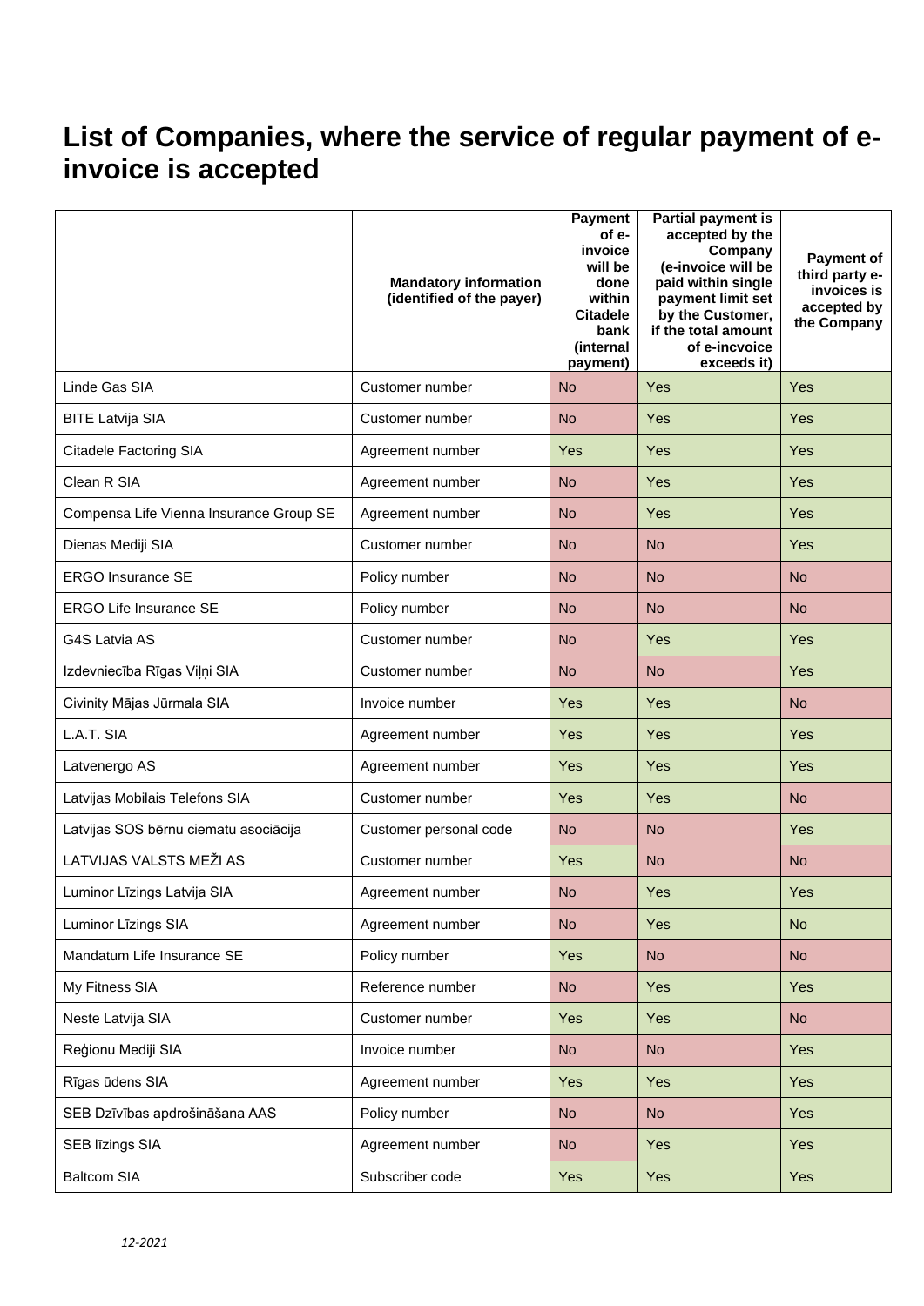# List of Companies, where the service of regular payment of e-invoice is accepted

| | Mandatory information (identified of the payer) | Payment of e-invoice will be done within Citadele bank (internal payment) | Partial payment is accepted by the Company (e-invoice will be paid within single payment limit set by the Customer, if the total amount of e-incvoice exceeds it) | Payment of third party e-invoices is accepted by the Company |
|---|---|---|---|---|
| Linde Gas SIA | Customer number | No | Yes | Yes |
| BITE Latvija SIA | Customer number | No | Yes | Yes |
| Citadele Factoring SIA | Agreement number | Yes | Yes | Yes |
| Clean R SIA | Agreement number | No | Yes | Yes |
| Compensa Life Vienna Insurance Group SE | Agreement number | No | Yes | Yes |
| Dienas Mediji SIA | Customer number | No | No | Yes |
| ERGO Insurance SE | Policy number | No | No | No |
| ERGO Life Insurance SE | Policy number | No | No | No |
| G4S Latvia AS | Customer number | No | Yes | Yes |
| Izdevniecība Rīgas Viļņi SIA | Customer number | No | No | Yes |
| Civinity Mājas Jūrmala SIA | Invoice number | Yes | Yes | No |
| L.A.T. SIA | Agreement number | Yes | Yes | Yes |
| Latvenergo AS | Agreement number | Yes | Yes | Yes |
| Latvijas Mobilais Telefons SIA | Customer number | Yes | Yes | No |
| Latvijas SOS bērnu ciematu asociācija | Customer personal code | No | No | Yes |
| LATVIJAS VALSTS MEŽI AS | Customer number | Yes | No | No |
| Luminor Līzings Latvija SIA | Agreement number | No | Yes | Yes |
| Luminor Līzings SIA | Agreement number | No | Yes | No |
| Mandatum Life Insurance SE | Policy number | Yes | No | No |
| My Fitness SIA | Reference number | No | Yes | Yes |
| Neste Latvija SIA | Customer number | Yes | Yes | No |
| Reģionu Mediji SIA | Invoice number | No | No | Yes |
| Rīgas ūdens SIA | Agreement number | Yes | Yes | Yes |
| SEB Dzīvības apdrošināšana AAS | Policy number | No | No | Yes |
| SEB līzings SIA | Agreement number | No | Yes | Yes |
| Baltcom SIA | Subscriber code | Yes | Yes | Yes |

*12-2021*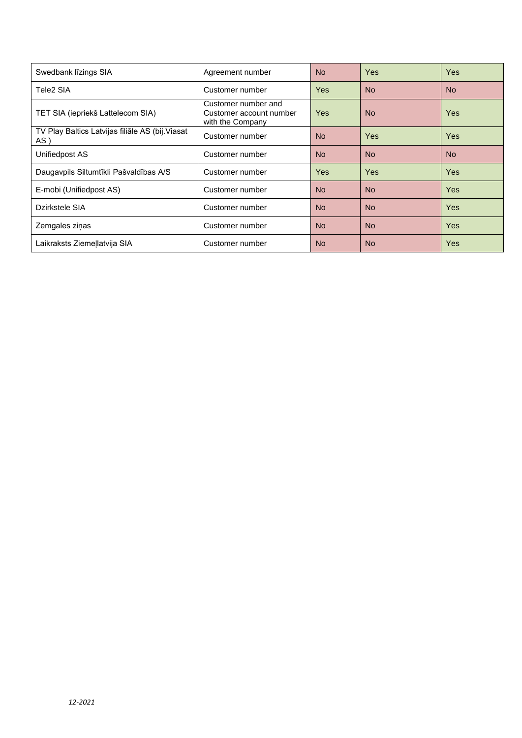| | | | | |
|---|---|---|---|---|
| Swedbank līzings SIA | Agreement number | No | Yes | Yes |
| Tele2 SIA | Customer number | Yes | No | No |
| TET SIA (iepriekš Lattelecom SIA) | Customer number and Customer account number with the Company | Yes | No | Yes |
| TV Play Baltics Latvijas filiāle AS (bij.Viasat AS ) | Customer number | No | Yes | Yes |
| Unifiedpost AS | Customer number | No | No | No |
| Daugavpils Siltumtīkli Pašvaldības A/S | Customer number | Yes | Yes | Yes |
| E-mobi (Unifiedpost AS) | Customer number | No | No | Yes |
| Dzirkstele SIA | Customer number | No | No | Yes |
| Zemgales ziņas | Customer number | No | No | Yes |
| Laikraksts Ziemeļlatvija SIA | Customer number | No | No | Yes |

*12-2021*